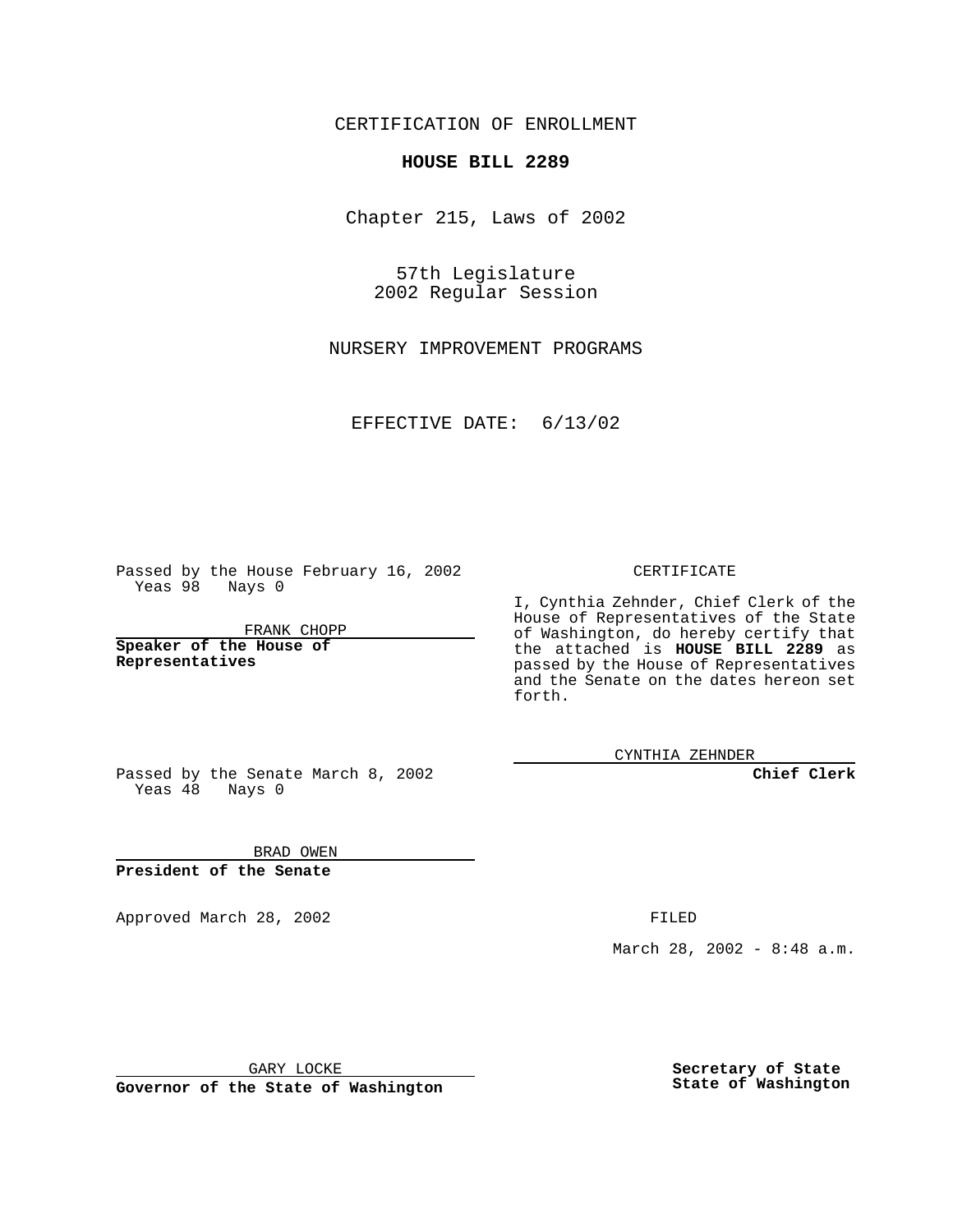CERTIFICATION OF ENROLLMENT

**HOUSE BILL 2289**

Chapter 215, Laws of 2002

57th Legislature
2002 Regular Session

NURSERY IMPROVEMENT PROGRAMS

EFFECTIVE DATE: 6/13/02

Passed by the House February 16, 2002
Yeas 98 Nays 0

FRANK CHOPP

**Speaker of the House of Representatives**

CERTIFICATE

I, Cynthia Zehnder, Chief Clerk of the House of Representatives of the State of Washington, do hereby certify that the attached is **HOUSE BILL 2289** as passed by the House of Representatives and the Senate on the dates hereon set forth.

CYNTHIA ZEHNDER

**Chief Clerk**

Passed by the Senate March 8, 2002
Yeas 48 Nays 0

BRAD OWEN

**President of the Senate**

Approved March 28, 2002

FILED

March 28, 2002 - 8:48 a.m.

GARY LOCKE

**Governor of the State of Washington**

**Secretary of State**
**State of Washington**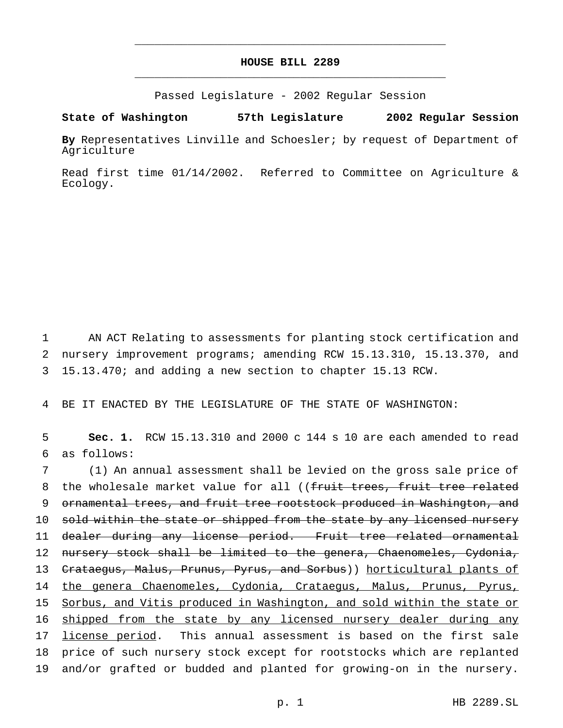# HOUSE BILL 2289

Passed Legislature - 2002 Regular Session

**State of Washington 57th Legislature 2002 Regular Session**

**By** Representatives Linville and Schoesler; by request of Department of Agriculture

Read first time 01/14/2002. Referred to Committee on Agriculture & Ecology.

AN ACT Relating to assessments for planting stock certification and nursery improvement programs; amending RCW 15.13.310, 15.13.370, and 15.13.470; and adding a new section to chapter 15.13 RCW.

BE IT ENACTED BY THE LEGISLATURE OF THE STATE OF WASHINGTON:

**Sec. 1.** RCW 15.13.310 and 2000 c 144 s 10 are each amended to read as follows:

(1) An annual assessment shall be levied on the gross sale price of the wholesale market value for all ((~~fruit trees, fruit tree related ornamental trees, and fruit tree rootstock produced in Washington, and sold within the state or shipped from the state by any licensed nursery dealer during any license period. Fruit tree related ornamental nursery stock shall be limited to the genera, Chaenomeles, Cydonia, Crataegus, Malus, Prunus, Pyrus, and Sorbus~~)) <u>horticultural plants of the genera Chaenomeles, Cydonia, Crataegus, Malus, Prunus, Pyrus, Sorbus, and Vitis produced in Washington, and sold within the state or shipped from the state by any licensed nursery dealer during any license period</u>. This annual assessment is based on the first sale price of such nursery stock except for rootstocks which are replanted and/or grafted or budded and planted for growing-on in the nursery.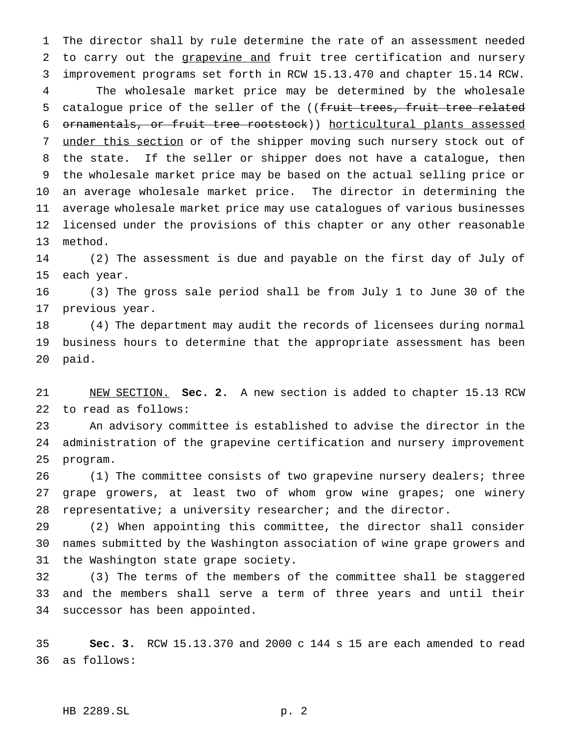The director shall by rule determine the rate of an assessment needed to carry out the grapevine and fruit tree certification and nursery improvement programs set forth in RCW 15.13.470 and chapter 15.14 RCW. The wholesale market price may be determined by the wholesale catalogue price of the seller of the ((~~fruit trees, fruit tree related ornamentals, or fruit tree rootstock~~)) horticultural plants assessed under this section or of the shipper moving such nursery stock out of the state. If the seller or shipper does not have a catalogue, then the wholesale market price may be based on the actual selling price or an average wholesale market price. The director in determining the average wholesale market price may use catalogues of various businesses licensed under the provisions of this chapter or any other reasonable method.

(2) The assessment is due and payable on the first day of July of each year.

(3) The gross sale period shall be from July 1 to June 30 of the previous year.

(4) The department may audit the records of licensees during normal business hours to determine that the appropriate assessment has been paid.

NEW SECTION. **Sec. 2.** A new section is added to chapter 15.13 RCW to read as follows:

An advisory committee is established to advise the director in the administration of the grapevine certification and nursery improvement program.

(1) The committee consists of two grapevine nursery dealers; three grape growers, at least two of whom grow wine grapes; one winery representative; a university researcher; and the director.

(2) When appointing this committee, the director shall consider names submitted by the Washington association of wine grape growers and the Washington state grape society.

(3) The terms of the members of the committee shall be staggered and the members shall serve a term of three years and until their successor has been appointed.

**Sec. 3.** RCW 15.13.370 and 2000 c 144 s 15 are each amended to read as follows: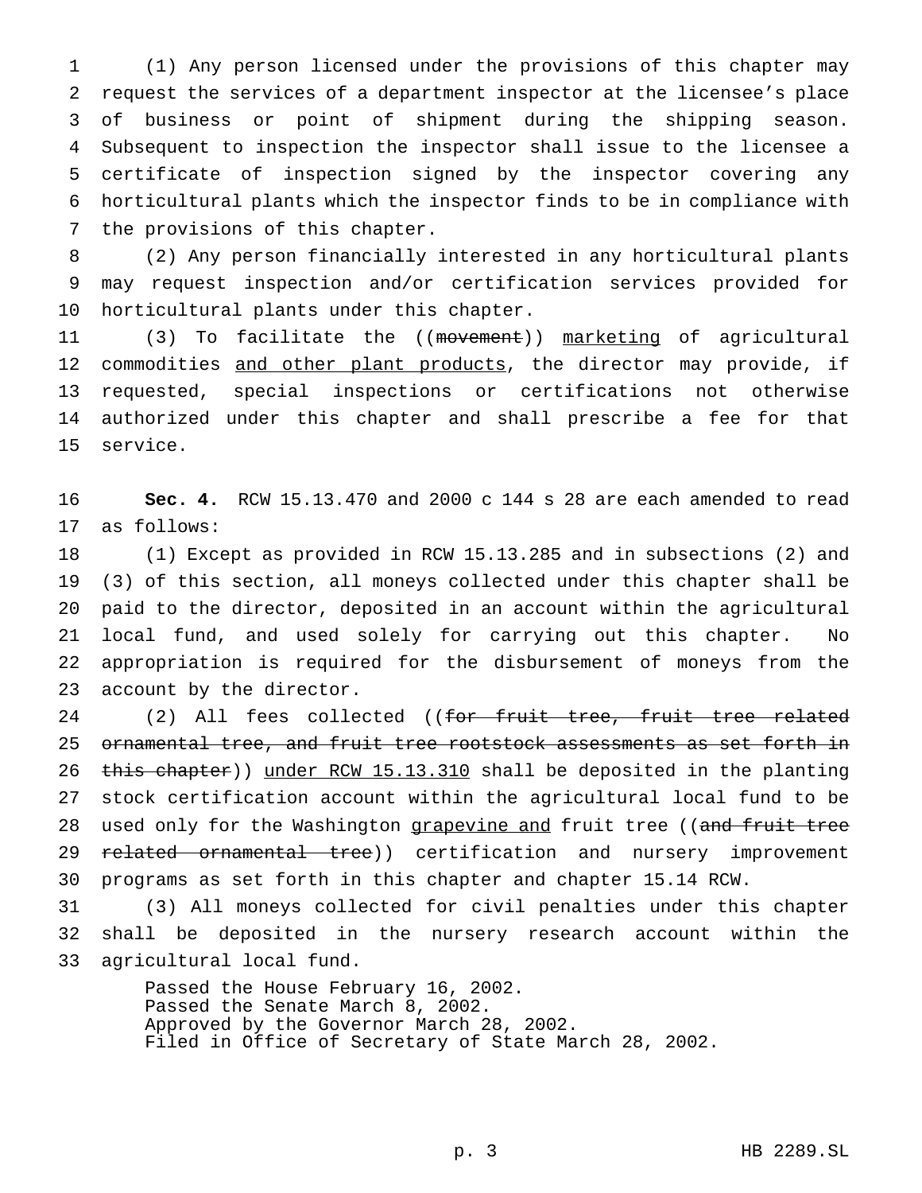(1) Any person licensed under the provisions of this chapter may request the services of a department inspector at the licensee's place of business or point of shipment during the shipping season. Subsequent to inspection the inspector shall issue to the licensee a certificate of inspection signed by the inspector covering any horticultural plants which the inspector finds to be in compliance with the provisions of this chapter.

(2) Any person financially interested in any horticultural plants may request inspection and/or certification services provided for horticultural plants under this chapter.

(3) To facilitate the ((~~movement~~)) <u>marketing</u> of agricultural commodities <u>and other plant products</u>, the director may provide, if requested, special inspections or certifications not otherwise authorized under this chapter and shall prescribe a fee for that service.

**Sec. 4.** RCW 15.13.470 and 2000 c 144 s 28 are each amended to read as follows:

(1) Except as provided in RCW 15.13.285 and in subsections (2) and (3) of this section, all moneys collected under this chapter shall be paid to the director, deposited in an account within the agricultural local fund, and used solely for carrying out this chapter. No appropriation is required for the disbursement of moneys from the account by the director.

(2) All fees collected ((~~for fruit tree, fruit tree related ornamental tree, and fruit tree rootstock assessments as set forth in this chapter~~)) <u>under RCW 15.13.310</u> shall be deposited in the planting stock certification account within the agricultural local fund to be used only for the Washington <u>grapevine and</u> fruit tree ((~~and fruit tree related ornamental tree~~)) certification and nursery improvement programs as set forth in this chapter and chapter 15.14 RCW.

(3) All moneys collected for civil penalties under this chapter shall be deposited in the nursery research account within the agricultural local fund.

Passed the House February 16, 2002.
Passed the Senate March 8, 2002.
Approved by the Governor March 28, 2002.
Filed in Office of Secretary of State March 28, 2002.